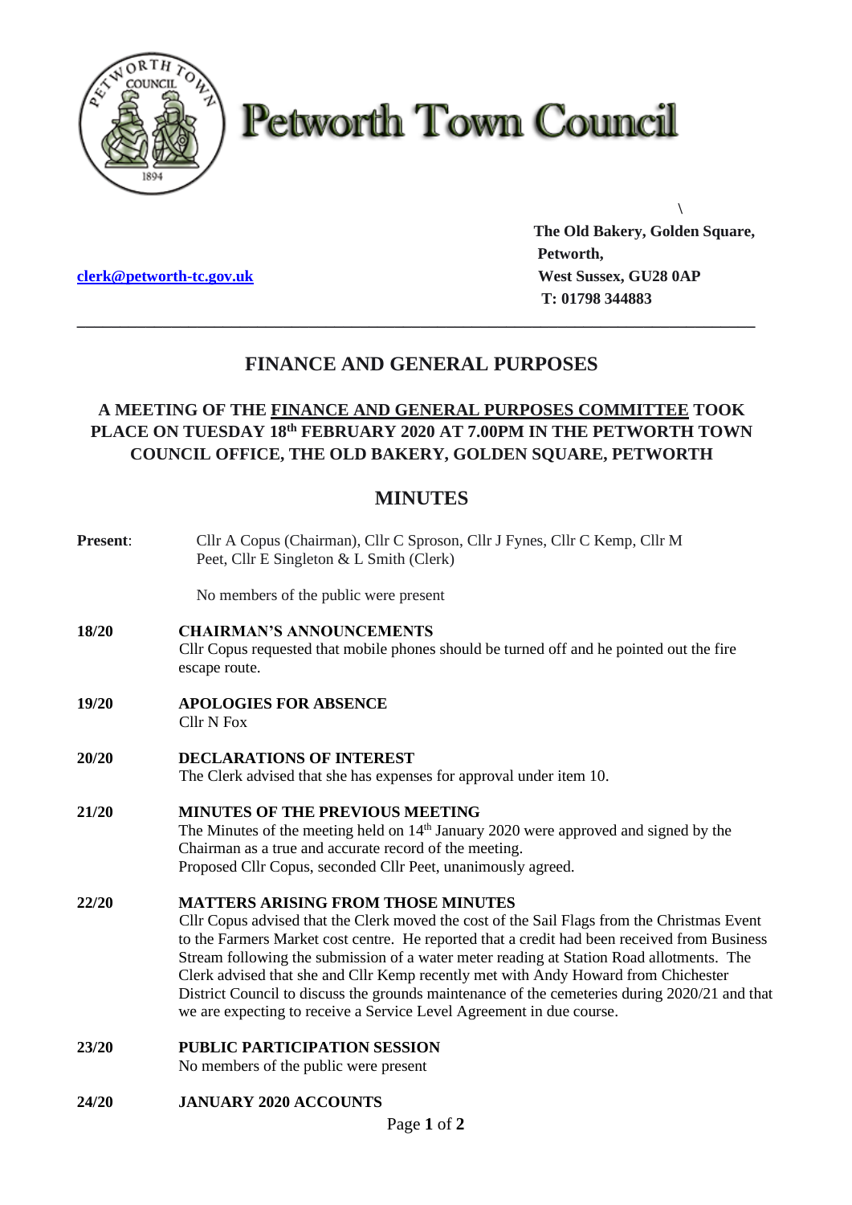# Petworth Town Council

\

**The Old Bakery, Golden Square,**
**Petworth,**
**West Sussex, GU28 0AP**
**T: 01798 344883**

**clerk@petworth-tc.gov.uk**

---

## FINANCE AND GENERAL PURPOSES

### A MEETING OF THE FINANCE AND GENERAL PURPOSES COMMITTEE TOOK PLACE ON TUESDAY 18th FEBRUARY 2020 AT 7.00PM IN THE PETWORTH TOWN COUNCIL OFFICE, THE OLD BAKERY, GOLDEN SQUARE, PETWORTH

## MINUTES

**Present**: Cllr A Copus (Chairman), Cllr C Sproson, Cllr J Fynes, Cllr C Kemp, Cllr M Peet, Cllr E Singleton & L Smith (Clerk)

No members of the public were present

**18/20 CHAIRMAN'S ANNOUNCEMENTS**
Cllr Copus requested that mobile phones should be turned off and he pointed out the fire escape route.

**19/20 APOLOGIES FOR ABSENCE**
Cllr N Fox

**20/20 DECLARATIONS OF INTEREST**
The Clerk advised that she has expenses for approval under item 10.

**21/20 MINUTES OF THE PREVIOUS MEETING**
The Minutes of the meeting held on 14th January 2020 were approved and signed by the Chairman as a true and accurate record of the meeting.
Proposed Cllr Copus, seconded Cllr Peet, unanimously agreed.

**22/20 MATTERS ARISING FROM THOSE MINUTES**
Cllr Copus advised that the Clerk moved the cost of the Sail Flags from the Christmas Event to the Farmers Market cost centre. He reported that a credit had been received from Business Stream following the submission of a water meter reading at Station Road allotments. The Clerk advised that she and Cllr Kemp recently met with Andy Howard from Chichester District Council to discuss the grounds maintenance of the cemeteries during 2020/21 and that we are expecting to receive a Service Level Agreement in due course.

**23/20 PUBLIC PARTICIPATION SESSION**
No members of the public were present

**24/20 JANUARY 2020 ACCOUNTS**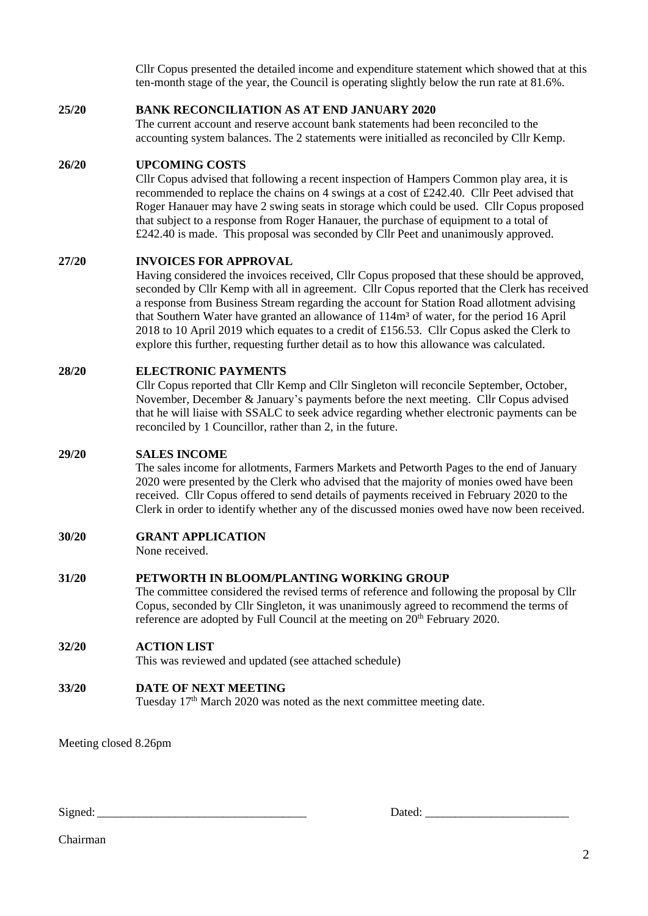Cllr Copus presented the detailed income and expenditure statement which showed that at this ten-month stage of the year, the Council is operating slightly below the run rate at 81.6%.

**25/20 BANK RECONCILIATION AS AT END JANUARY 2020**

The current account and reserve account bank statements had been reconciled to the accounting system balances. The 2 statements were initialled as reconciled by Cllr Kemp.

**26/20 UPCOMING COSTS**

Cllr Copus advised that following a recent inspection of Hampers Common play area, it is recommended to replace the chains on 4 swings at a cost of £242.40. Cllr Peet advised that Roger Hanauer may have 2 swing seats in storage which could be used. Cllr Copus proposed that subject to a response from Roger Hanauer, the purchase of equipment to a total of £242.40 is made. This proposal was seconded by Cllr Peet and unanimously approved.

**27/20 INVOICES FOR APPROVAL**

Having considered the invoices received, Cllr Copus proposed that these should be approved, seconded by Cllr Kemp with all in agreement. Cllr Copus reported that the Clerk has received a response from Business Stream regarding the account for Station Road allotment advising that Southern Water have granted an allowance of 114m³ of water, for the period 16 April 2018 to 10 April 2019 which equates to a credit of £156.53. Cllr Copus asked the Clerk to explore this further, requesting further detail as to how this allowance was calculated.

**28/20 ELECTRONIC PAYMENTS**

Cllr Copus reported that Cllr Kemp and Cllr Singleton will reconcile September, October, November, December & January's payments before the next meeting. Cllr Copus advised that he will liaise with SSALC to seek advice regarding whether electronic payments can be reconciled by 1 Councillor, rather than 2, in the future.

**29/20 SALES INCOME**

The sales income for allotments, Farmers Markets and Petworth Pages to the end of January 2020 were presented by the Clerk who advised that the majority of monies owed have been received. Cllr Copus offered to send details of payments received in February 2020 to the Clerk in order to identify whether any of the discussed monies owed have now been received.

**30/20 GRANT APPLICATION**

None received.

**31/20 PETWORTH IN BLOOM/PLANTING WORKING GROUP**

The committee considered the revised terms of reference and following the proposal by Cllr Copus, seconded by Cllr Singleton, it was unanimously agreed to recommend the terms of reference are adopted by Full Council at the meeting on 20th February 2020.

**32/20 ACTION LIST**

This was reviewed and updated (see attached schedule)

**33/20 DATE OF NEXT MEETING**

Tuesday 17th March 2020 was noted as the next committee meeting date.

Meeting closed 8.26pm

Signed: ___________________________________ Dated: ________________________

Chairman